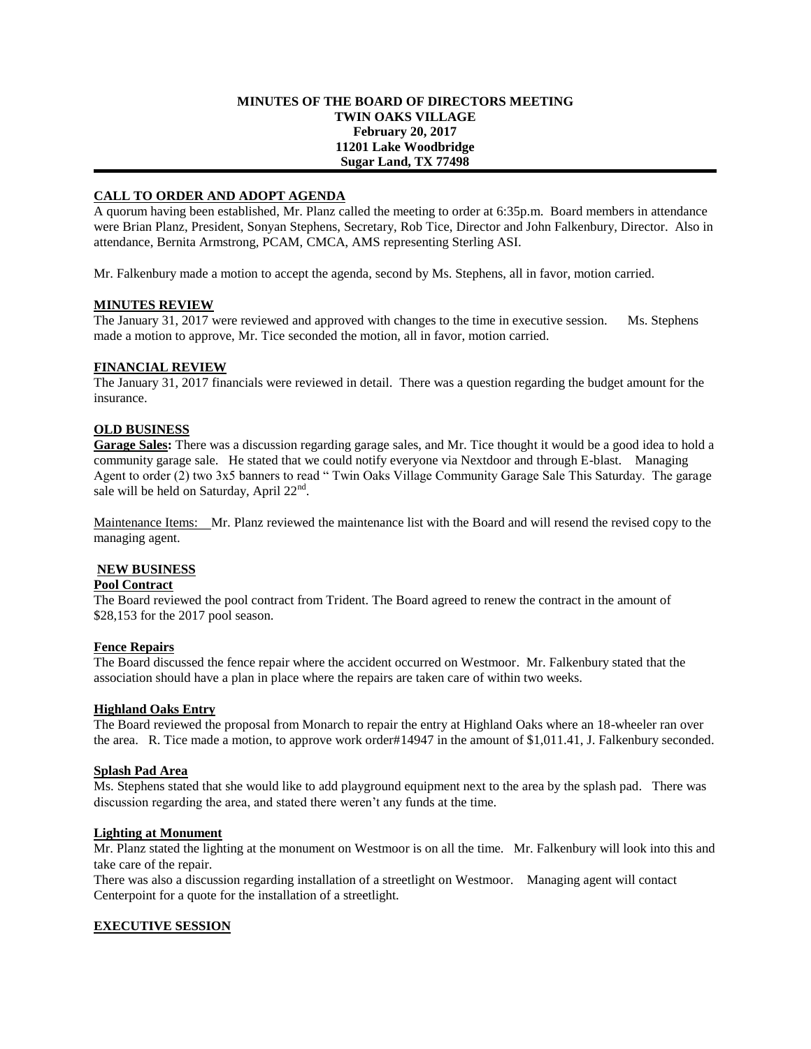**MINUTES OF THE BOARD OF DIRECTORS MEETING**
**TWIN OAKS VILLAGE**
**February 20, 2017**
**11201 Lake Woodbridge**
**Sugar Land, TX 77498**

## CALL TO ORDER AND ADOPT AGENDA

A quorum having been established, Mr. Planz called the meeting to order at 6:35p.m. Board members in attendance were Brian Planz, President, Sonyan Stephens, Secretary, Rob Tice, Director and John Falkenbury, Director. Also in attendance, Bernita Armstrong, PCAM, CMCA, AMS representing Sterling ASI.

Mr. Falkenbury made a motion to accept the agenda, second by Ms. Stephens, all in favor, motion carried.

## MINUTES REVIEW

The January 31, 2017 were reviewed and approved with changes to the time in executive session. Ms. Stephens made a motion to approve, Mr. Tice seconded the motion, all in favor, motion carried.

## FINANCIAL REVIEW

The January 31, 2017 financials were reviewed in detail. There was a question regarding the budget amount for the insurance.

## OLD BUSINESS

**Garage Sales:** There was a discussion regarding garage sales, and Mr. Tice thought it would be a good idea to hold a community garage sale. He stated that we could notify everyone via Nextdoor and through E-blast. Managing Agent to order (2) two 3x5 banners to read " Twin Oaks Village Community Garage Sale This Saturday. The garage sale will be held on Saturday, April 22nd.

Maintenance Items: Mr. Planz reviewed the maintenance list with the Board and will resend the revised copy to the managing agent.

## NEW BUSINESS

### Pool Contract

The Board reviewed the pool contract from Trident. The Board agreed to renew the contract in the amount of $28,153 for the 2017 pool season.

### Fence Repairs

The Board discussed the fence repair where the accident occurred on Westmoor. Mr. Falkenbury stated that the association should have a plan in place where the repairs are taken care of within two weeks.

### Highland Oaks Entry

The Board reviewed the proposal from Monarch to repair the entry at Highland Oaks where an 18-wheeler ran over the area. R. Tice made a motion, to approve work order#14947 in the amount of $1,011.41, J. Falkenbury seconded.

### Splash Pad Area

Ms. Stephens stated that she would like to add playground equipment next to the area by the splash pad. There was discussion regarding the area, and stated there weren't any funds at the time.

### Lighting at Monument

Mr. Planz stated the lighting at the monument on Westmoor is on all the time. Mr. Falkenbury will look into this and take care of the repair.

There was also a discussion regarding installation of a streetlight on Westmoor. Managing agent will contact Centerpoint for a quote for the installation of a streetlight.

## EXECUTIVE SESSION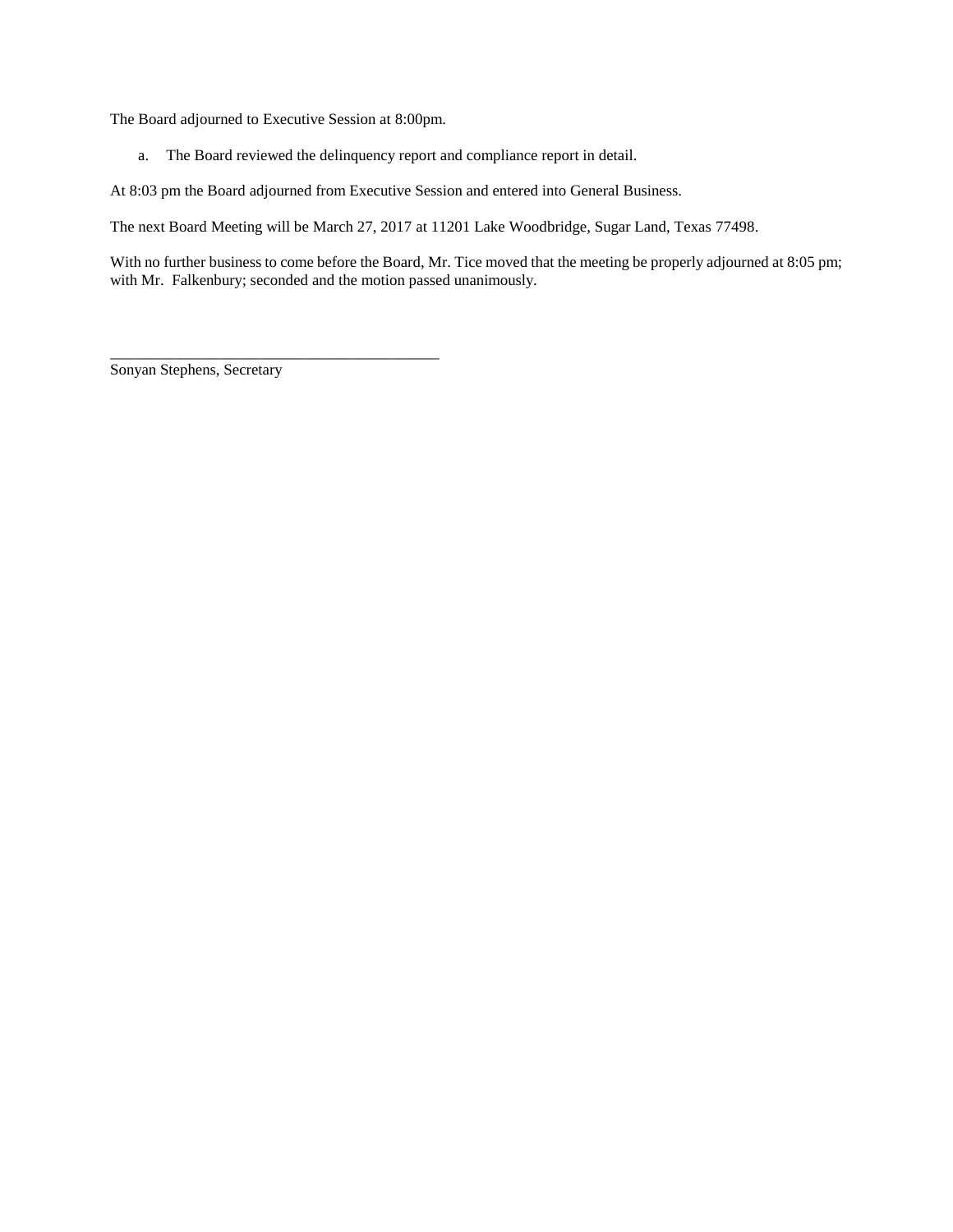The Board adjourned to Executive Session at 8:00pm.

a. The Board reviewed the delinquency report and compliance report in detail.

At 8:03 pm the Board adjourned from Executive Session and entered into General Business.

The next Board Meeting will be March 27, 2017 at 11201 Lake Woodbridge, Sugar Land, Texas 77498.

With no further business to come before the Board, Mr. Tice moved that the meeting be properly adjourned at 8:05 pm; with Mr. Falkenbury; seconded and the motion passed unanimously.

\_\_\_\_\_\_\_\_\_\_\_\_\_\_\_\_\_\_\_\_\_\_\_\_\_\_\_\_\_\_\_\_\_\_\_\_\_\_\_\_\_\_\_\_

Sonyan Stephens, Secretary